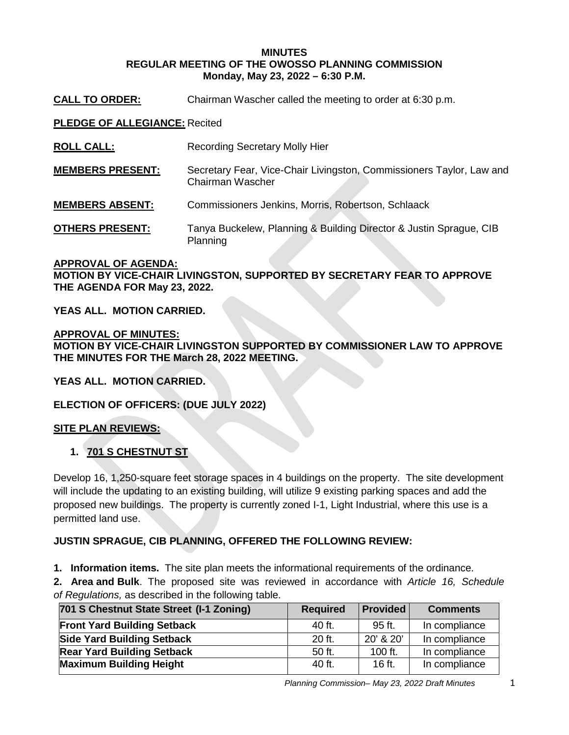**MINUTES**
**REGULAR MEETING OF THE OWOSSO PLANNING COMMISSION**
**Monday, May 23, 2022 – 6:30 P.M.**

**CALL TO ORDER:** Chairman Wascher called the meeting to order at 6:30 p.m.

**PLEDGE OF ALLEGIANCE:** Recited

**ROLL CALL:** Recording Secretary Molly Hier

**MEMBERS PRESENT:** Secretary Fear, Vice-Chair Livingston, Commissioners Taylor, Law and Chairman Wascher

**MEMBERS ABSENT:** Commissioners Jenkins, Morris, Robertson, Schlaack

**OTHERS PRESENT:** Tanya Buckelew, Planning & Building Director & Justin Sprague, CIB Planning

**APPROVAL OF AGENDA:**
**MOTION BY VICE-CHAIR LIVINGSTON, SUPPORTED BY SECRETARY FEAR TO APPROVE THE AGENDA FOR May 23, 2022.**

**YEAS ALL. MOTION CARRIED.**

**APPROVAL OF MINUTES:**
**MOTION BY VICE-CHAIR LIVINGSTON SUPPORTED BY COMMISSIONER LAW TO APPROVE THE MINUTES FOR THE March 28, 2022 MEETING.**

**YEAS ALL. MOTION CARRIED.**

**ELECTION OF OFFICERS: (DUE JULY 2022)**

**SITE PLAN REVIEWS:**

1. **701 S CHESTNUT ST**

Develop 16, 1,250-square feet storage spaces in 4 buildings on the property. The site development will include the updating to an existing building, will utilize 9 existing parking spaces and add the proposed new buildings. The property is currently zoned I-1, Light Industrial, where this use is a permitted land use.

**JUSTIN SPRAGUE, CIB PLANNING, OFFERED THE FOLLOWING REVIEW:**

**1. Information items.** The site plan meets the informational requirements of the ordinance.

**2. Area and Bulk**. The proposed site was reviewed in accordance with *Article 16, Schedule of Regulations,* as described in the following table.

| 701 S Chestnut State Street (I-1 Zoning) | Required | Provided | Comments |
|---|---|---|---|
| **Front Yard Building Setback** | 40 ft. | 95 ft. | In compliance |
| **Side Yard Building Setback** | 20 ft. | 20' & 20' | In compliance |
| **Rear Yard Building Setback** | 50 ft. | 100 ft. | In compliance |
| **Maximum Building Height** | 40 ft. | 16 ft. | In compliance |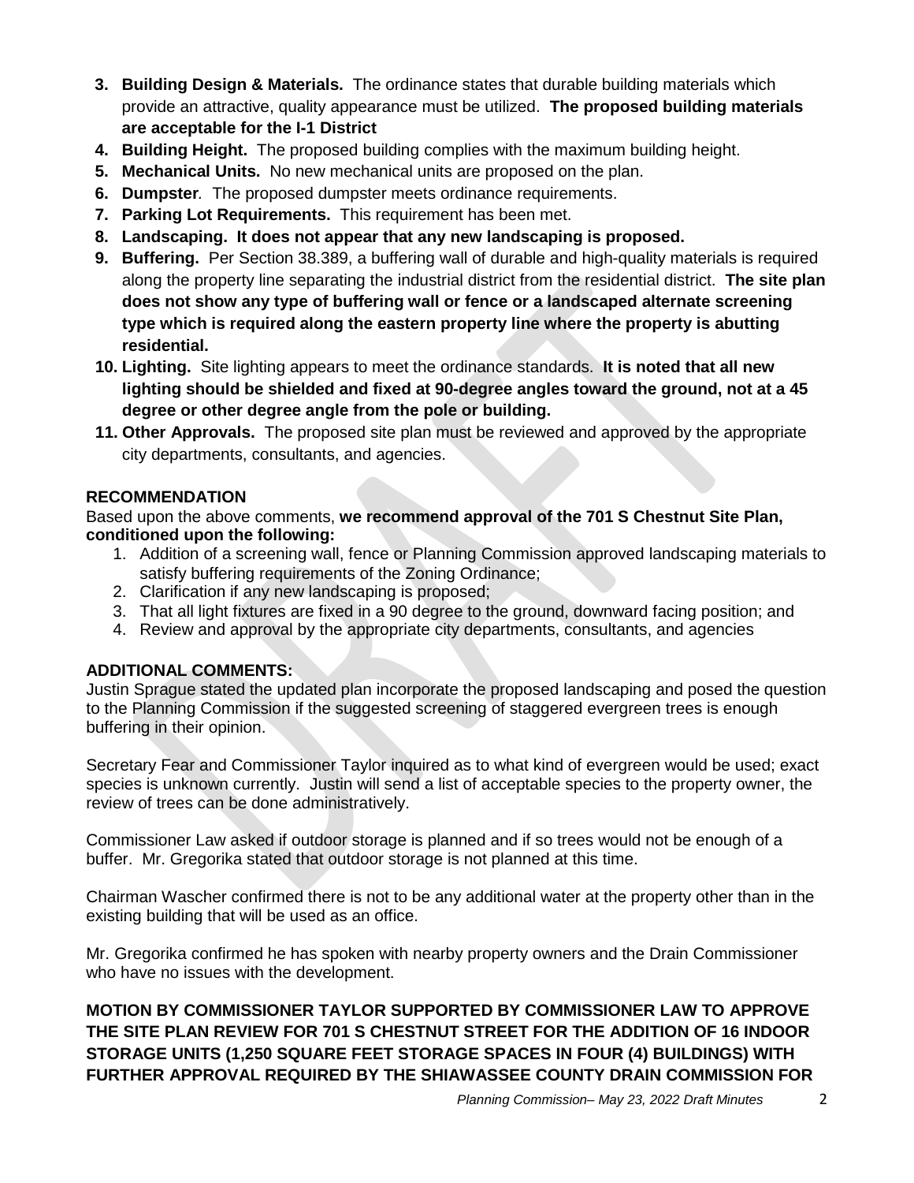3. **Building Design & Materials.** The ordinance states that durable building materials which provide an attractive, quality appearance must be utilized. **The proposed building materials are acceptable for the I-1 District**
4. **Building Height.** The proposed building complies with the maximum building height.
5. **Mechanical Units.** No new mechanical units are proposed on the plan.
6. **Dumpster**. The proposed dumpster meets ordinance requirements.
7. **Parking Lot Requirements.** This requirement has been met.
8. **Landscaping. It does not appear that any new landscaping is proposed.**
9. **Buffering.** Per Section 38.389, a buffering wall of durable and high-quality materials is required along the property line separating the industrial district from the residential district. **The site plan does not show any type of buffering wall or fence or a landscaped alternate screening type which is required along the eastern property line where the property is abutting residential.**
10. **Lighting.** Site lighting appears to meet the ordinance standards. **It is noted that all new lighting should be shielded and fixed at 90-degree angles toward the ground, not at a 45 degree or other degree angle from the pole or building.**
11. **Other Approvals.** The proposed site plan must be reviewed and approved by the appropriate city departments, consultants, and agencies.

**RECOMMENDATION**

Based upon the above comments, **we recommend approval of the 701 S Chestnut Site Plan, conditioned upon the following:**

1. Addition of a screening wall, fence or Planning Commission approved landscaping materials to satisfy buffering requirements of the Zoning Ordinance;
2. Clarification if any new landscaping is proposed;
3. That all light fixtures are fixed in a 90 degree to the ground, downward facing position; and
4. Review and approval by the appropriate city departments, consultants, and agencies

**ADDITIONAL COMMENTS:**

Justin Sprague stated the updated plan incorporate the proposed landscaping and posed the question to the Planning Commission if the suggested screening of staggered evergreen trees is enough buffering in their opinion.

Secretary Fear and Commissioner Taylor inquired as to what kind of evergreen would be used; exact species is unknown currently. Justin will send a list of acceptable species to the property owner, the review of trees can be done administratively.

Commissioner Law asked if outdoor storage is planned and if so trees would not be enough of a buffer. Mr. Gregorika stated that outdoor storage is not planned at this time.

Chairman Wascher confirmed there is not to be any additional water at the property other than in the existing building that will be used as an office.

Mr. Gregorika confirmed he has spoken with nearby property owners and the Drain Commissioner who have no issues with the development.

**MOTION BY COMMISSIONER TAYLOR SUPPORTED BY COMMISSIONER LAW TO APPROVE THE SITE PLAN REVIEW FOR 701 S CHESTNUT STREET FOR THE ADDITION OF 16 INDOOR STORAGE UNITS (1,250 SQUARE FEET STORAGE SPACES IN FOUR (4) BUILDINGS) WITH FURTHER APPROVAL REQUIRED BY THE SHIAWASSEE COUNTY DRAIN COMMISSION FOR**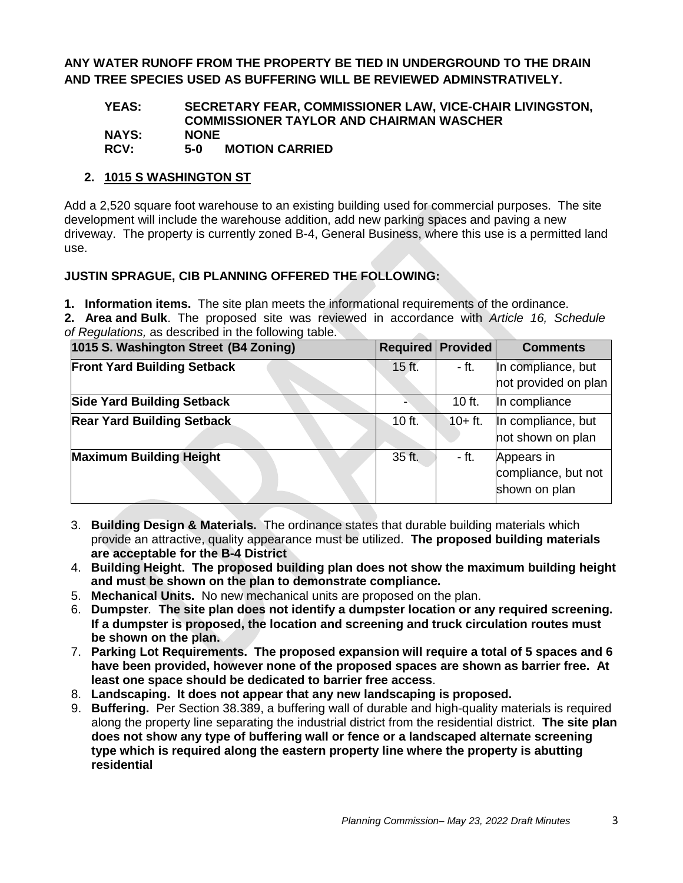**ANY WATER RUNOFF FROM THE PROPERTY BE TIED IN UNDERGROUND TO THE DRAIN AND TREE SPECIES USED AS BUFFERING WILL BE REVIEWED ADMINSTRATIVELY.**

**YEAS:** **SECRETARY FEAR, COMMISSIONER LAW, VICE-CHAIR LIVINGSTON, COMMISSIONER TAYLOR AND CHAIRMAN WASCHER**
**NAYS:** **NONE**
**RCV:** **5-0 MOTION CARRIED**

## 2. 1015 S WASHINGTON ST

Add a 2,520 square foot warehouse to an existing building used for commercial purposes. The site development will include the warehouse addition, add new parking spaces and paving a new driveway. The property is currently zoned B-4, General Business, where this use is a permitted land use.

**JUSTIN SPRAGUE, CIB PLANNING OFFERED THE FOLLOWING:**

**1. Information items.** The site plan meets the informational requirements of the ordinance.

**2. Area and Bulk**. The proposed site was reviewed in accordance with *Article 16, Schedule of Regulations,* as described in the following table.

| 1015 S. Washington Street (B4 Zoning) | Required | Provided | Comments |
|---|---|---|---|
| **Front Yard Building Setback** | 15 ft. | - ft. | In compliance, but not provided on plan |
| **Side Yard Building Setback** | - | 10 ft. | In compliance |
| **Rear Yard Building Setback** | 10 ft. | 10+ ft. | In compliance, but not shown on plan |
| **Maximum Building Height** | 35 ft. | - ft. | Appears in compliance, but not shown on plan |

3. **Building Design & Materials.** The ordinance states that durable building materials which provide an attractive, quality appearance must be utilized. **The proposed building materials are acceptable for the B-4 District**
4. **Building Height. The proposed building plan does not show the maximum building height and must be shown on the plan to demonstrate compliance.**
5. **Mechanical Units.** No new mechanical units are proposed on the plan.
6. **Dumpster***.* **The site plan does not identify a dumpster location or any required screening. If a dumpster is proposed, the location and screening and truck circulation routes must be shown on the plan.**
7. **Parking Lot Requirements. The proposed expansion will require a total of 5 spaces and 6 have been provided, however none of the proposed spaces are shown as barrier free. At least one space should be dedicated to barrier free access**.
8. **Landscaping. It does not appear that any new landscaping is proposed.**
9. **Buffering.** Per Section 38.389, a buffering wall of durable and high-quality materials is required along the property line separating the industrial district from the residential district. **The site plan does not show any type of buffering wall or fence or a landscaped alternate screening type which is required along the eastern property line where the property is abutting residential**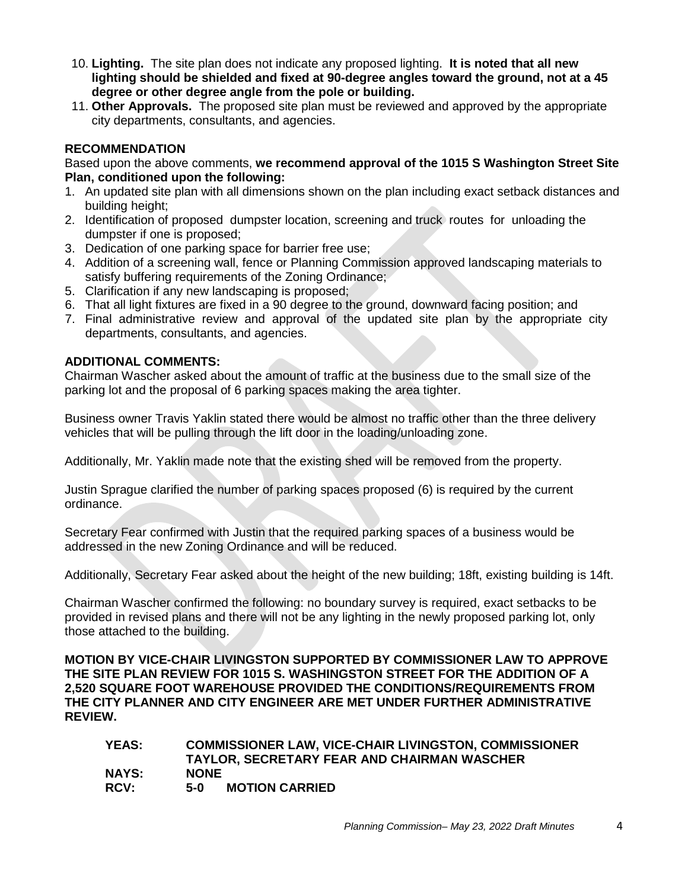10. **Lighting.** The site plan does not indicate any proposed lighting. **It is noted that all new lighting should be shielded and fixed at 90-degree angles toward the ground, not at a 45 degree or other degree angle from the pole or building.**
11. **Other Approvals.** The proposed site plan must be reviewed and approved by the appropriate city departments, consultants, and agencies.

**RECOMMENDATION**

Based upon the above comments, **we recommend approval of the 1015 S Washington Street Site Plan, conditioned upon the following:**

1. An updated site plan with all dimensions shown on the plan including exact setback distances and building height;
2. Identification of proposed dumpster location, screening and truck routes for unloading the dumpster if one is proposed;
3. Dedication of one parking space for barrier free use;
4. Addition of a screening wall, fence or Planning Commission approved landscaping materials to satisfy buffering requirements of the Zoning Ordinance;
5. Clarification if any new landscaping is proposed;
6. That all light fixtures are fixed in a 90 degree to the ground, downward facing position; and
7. Final administrative review and approval of the updated site plan by the appropriate city departments, consultants, and agencies.

**ADDITIONAL COMMENTS:**

Chairman Wascher asked about the amount of traffic at the business due to the small size of the parking lot and the proposal of 6 parking spaces making the area tighter.

Business owner Travis Yaklin stated there would be almost no traffic other than the three delivery vehicles that will be pulling through the lift door in the loading/unloading zone.

Additionally, Mr. Yaklin made note that the existing shed will be removed from the property.

Justin Sprague clarified the number of parking spaces proposed (6) is required by the current ordinance.

Secretary Fear confirmed with Justin that the required parking spaces of a business would be addressed in the new Zoning Ordinance and will be reduced.

Additionally, Secretary Fear asked about the height of the new building; 18ft, existing building is 14ft.

Chairman Wascher confirmed the following: no boundary survey is required, exact setbacks to be provided in revised plans and there will not be any lighting in the newly proposed parking lot, only those attached to the building.

**MOTION BY VICE-CHAIR LIVINGSTON SUPPORTED BY COMMISSIONER LAW TO APPROVE THE SITE PLAN REVIEW FOR 1015 S. WASHINGSTON STREET FOR THE ADDITION OF A 2,520 SQUARE FOOT WAREHOUSE PROVIDED THE CONDITIONS/REQUIREMENTS FROM THE CITY PLANNER AND CITY ENGINEER ARE MET UNDER FURTHER ADMINISTRATIVE REVIEW.**

**YEAS:** **COMMISSIONER LAW, VICE-CHAIR LIVINGSTON, COMMISSIONER TAYLOR, SECRETARY FEAR AND CHAIRMAN WASCHER**
**NAYS:** **NONE**
**RCV:** **5-0 MOTION CARRIED**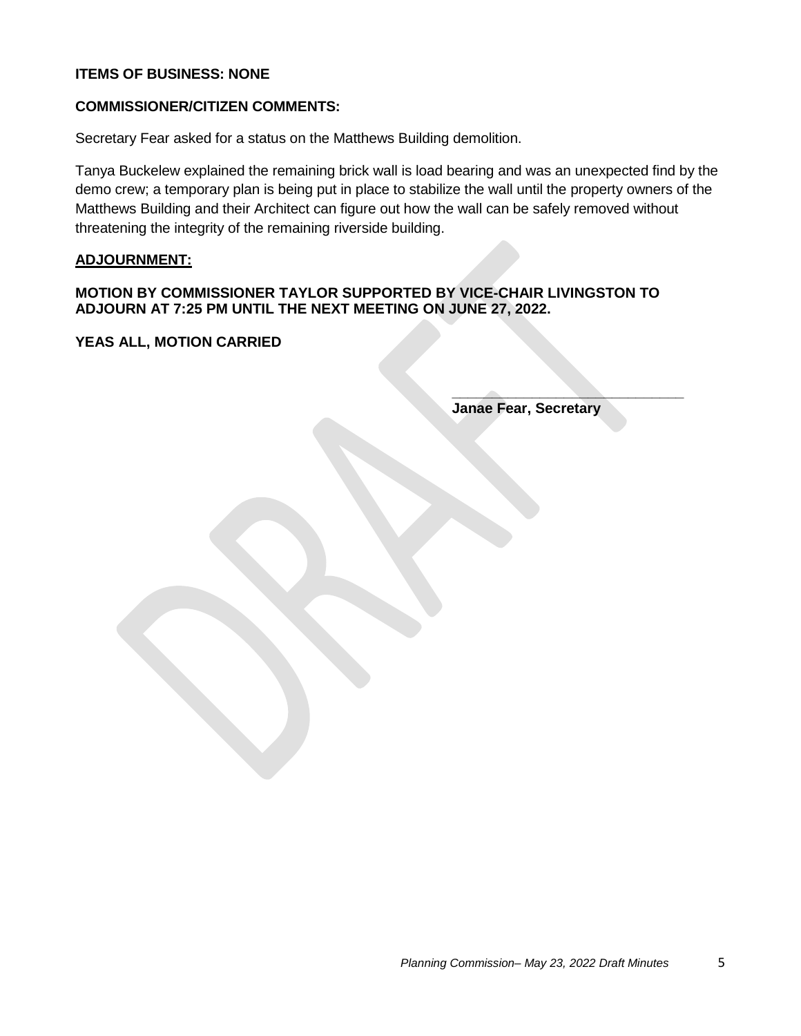**ITEMS OF BUSINESS: NONE**

**COMMISSIONER/CITIZEN COMMENTS:**

Secretary Fear asked for a status on the Matthews Building demolition.

Tanya Buckelew explained the remaining brick wall is load bearing and was an unexpected find by the demo crew; a temporary plan is being put in place to stabilize the wall until the property owners of the Matthews Building and their Architect can figure out how the wall can be safely removed without threatening the integrity of the remaining riverside building.

**ADJOURNMENT:**

**MOTION BY COMMISSIONER TAYLOR SUPPORTED BY VICE-CHAIR LIVINGSTON TO ADJOURN AT 7:25 PM UNTIL THE NEXT MEETING ON JUNE 27, 2022.**

**YEAS ALL, MOTION CARRIED**

\_\_\_\_\_\_\_\_\_\_\_\_\_\_\_\_\_\_\_\_\_\_\_\_\_\_\_\_\_\_

**Janae Fear, Secretary**